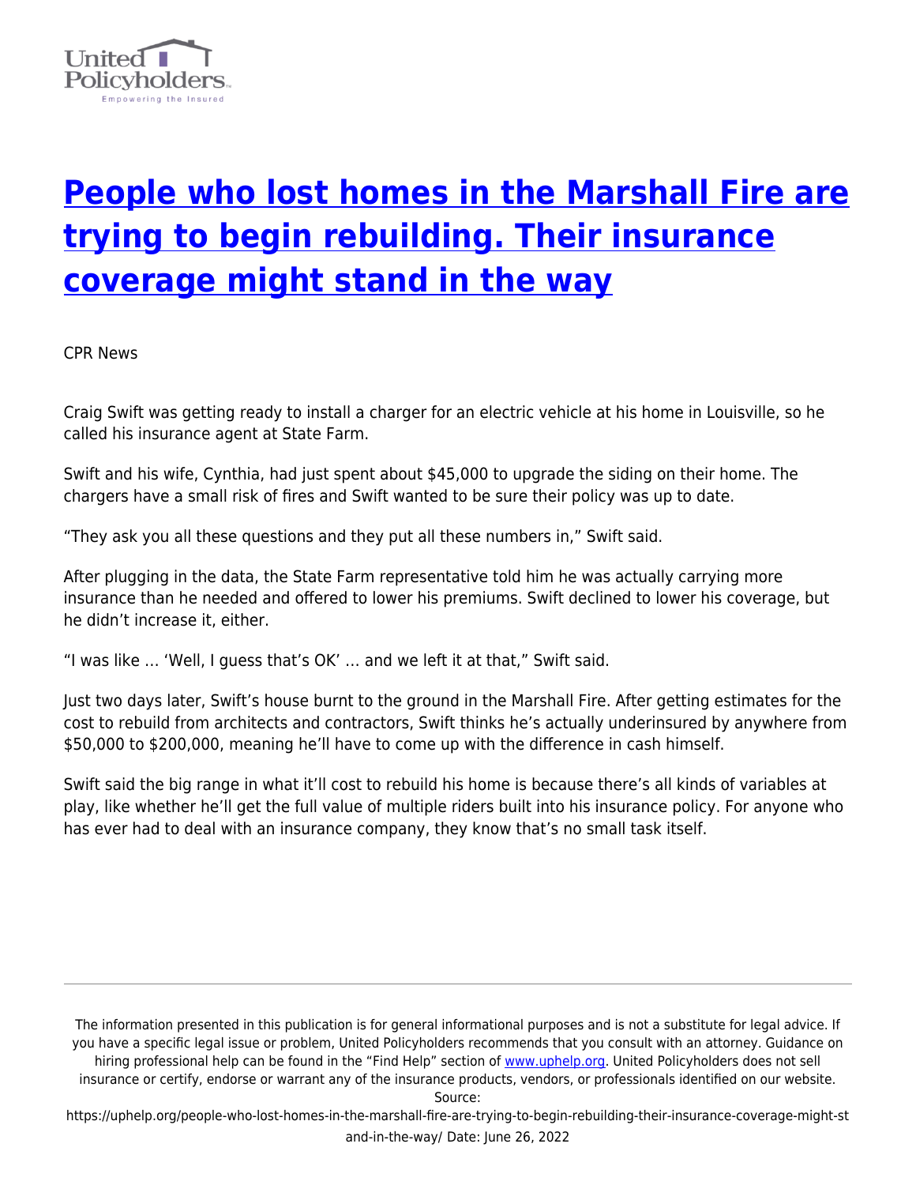# [People who lost homes in the Marshall Fire are trying to begin rebuilding. Their insurance coverage might stand in the way](https://uphelp.org/people-who-lost-homes-in-the-marshall-fire-are-trying-to-begin-rebuilding-their-insurance-coverage-might-stand-in-the-way/)

CPR News

Craig Swift was getting ready to install a charger for an electric vehicle at his home in Louisville, so he called his insurance agent at State Farm.

Swift and his wife, Cynthia, had just spent about $45,000 to upgrade the siding on their home. The chargers have a small risk of fires and Swift wanted to be sure their policy was up to date.

"They ask you all these questions and they put all these numbers in," Swift said.

After plugging in the data, the State Farm representative told him he was actually carrying more insurance than he needed and offered to lower his premiums. Swift declined to lower his coverage, but he didn't increase it, either.

"I was like … 'Well, I guess that's OK' … and we left it at that," Swift said.

Just two days later, Swift's house burnt to the ground in the Marshall Fire. After getting estimates for the cost to rebuild from architects and contractors, Swift thinks he's actually underinsured by anywhere from $50,000 to $200,000, meaning he'll have to come up with the difference in cash himself.

Swift said the big range in what it'll cost to rebuild his home is because there's all kinds of variables at play, like whether he'll get the full value of multiple riders built into his insurance policy. For anyone who has ever had to deal with an insurance company, they know that's no small task itself.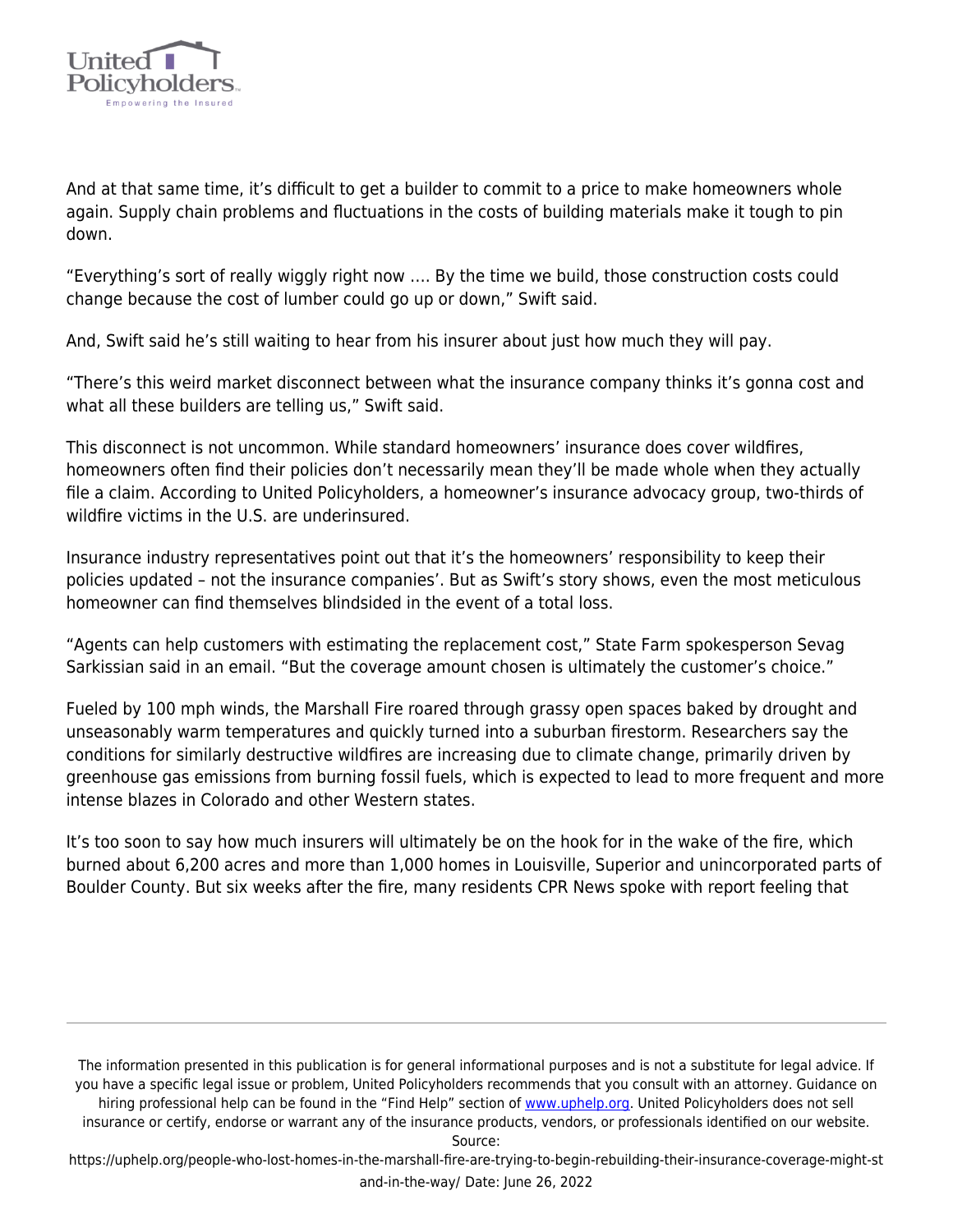And at that same time, it’s difficult to get a builder to commit to a price to make homeowners whole again. Supply chain problems and fluctuations in the costs of building materials make it tough to pin down.

“Everything’s sort of really wiggly right now …. By the time we build, those construction costs could change because the cost of lumber could go up or down,” Swift said.

And, Swift said he’s still waiting to hear from his insurer about just how much they will pay.

“There’s this weird market disconnect between what the insurance company thinks it’s gonna cost and what all these builders are telling us,” Swift said.

This disconnect is not uncommon. While standard homeowners’ insurance does cover wildfires, homeowners often find their policies don’t necessarily mean they’ll be made whole when they actually file a claim. According to United Policyholders, a homeowner’s insurance advocacy group, two-thirds of wildfire victims in the U.S. are underinsured.

Insurance industry representatives point out that it’s the homeowners’ responsibility to keep their policies updated – not the insurance companies’. But as Swift’s story shows, even the most meticulous homeowner can find themselves blindsided in the event of a total loss.

“Agents can help customers with estimating the replacement cost,” State Farm spokesperson Sevag Sarkissian said in an email. “But the coverage amount chosen is ultimately the customer’s choice.”

Fueled by 100 mph winds, the Marshall Fire roared through grassy open spaces baked by drought and unseasonably warm temperatures and quickly turned into a suburban firestorm. Researchers say the conditions for similarly destructive wildfires are increasing due to climate change, primarily driven by greenhouse gas emissions from burning fossil fuels, which is expected to lead to more frequent and more intense blazes in Colorado and other Western states.

It’s too soon to say how much insurers will ultimately be on the hook for in the wake of the fire, which burned about 6,200 acres and more than 1,000 homes in Louisville, Superior and unincorporated parts of Boulder County. But six weeks after the fire, many residents CPR News spoke with report feeling that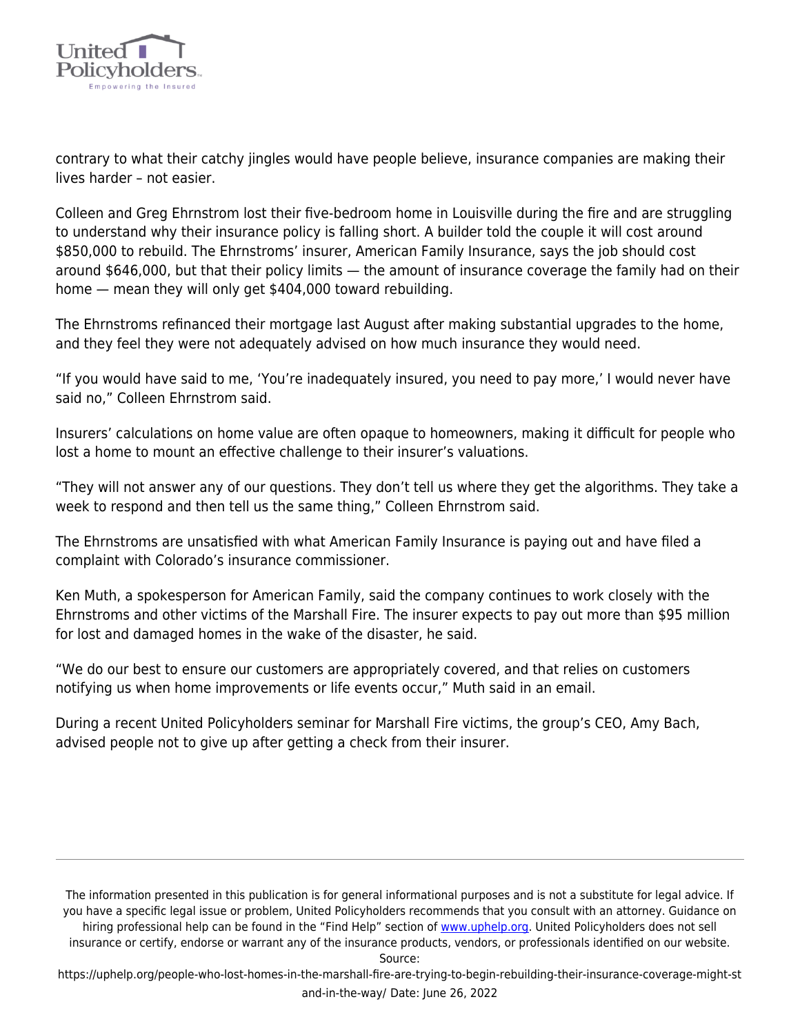contrary to what their catchy jingles would have people believe, insurance companies are making their lives harder – not easier.

Colleen and Greg Ehrnstrom lost their five-bedroom home in Louisville during the fire and are struggling to understand why their insurance policy is falling short. A builder told the couple it will cost around $850,000 to rebuild. The Ehrnstroms' insurer, American Family Insurance, says the job should cost around $646,000, but that their policy limits — the amount of insurance coverage the family had on their home — mean they will only get $404,000 toward rebuilding.

The Ehrnstroms refinanced their mortgage last August after making substantial upgrades to the home, and they feel they were not adequately advised on how much insurance they would need.

"If you would have said to me, 'You're inadequately insured, you need to pay more,' I would never have said no," Colleen Ehrnstrom said.

Insurers' calculations on home value are often opaque to homeowners, making it difficult for people who lost a home to mount an effective challenge to their insurer's valuations.

"They will not answer any of our questions. They don't tell us where they get the algorithms. They take a week to respond and then tell us the same thing," Colleen Ehrnstrom said.

The Ehrnstroms are unsatisfied with what American Family Insurance is paying out and have filed a complaint with Colorado's insurance commissioner.

Ken Muth, a spokesperson for American Family, said the company continues to work closely with the Ehrnstroms and other victims of the Marshall Fire. The insurer expects to pay out more than $95 million for lost and damaged homes in the wake of the disaster, he said.

"We do our best to ensure our customers are appropriately covered, and that relies on customers notifying us when home improvements or life events occur," Muth said in an email.

During a recent United Policyholders seminar for Marshall Fire victims, the group's CEO, Amy Bach, advised people not to give up after getting a check from their insurer.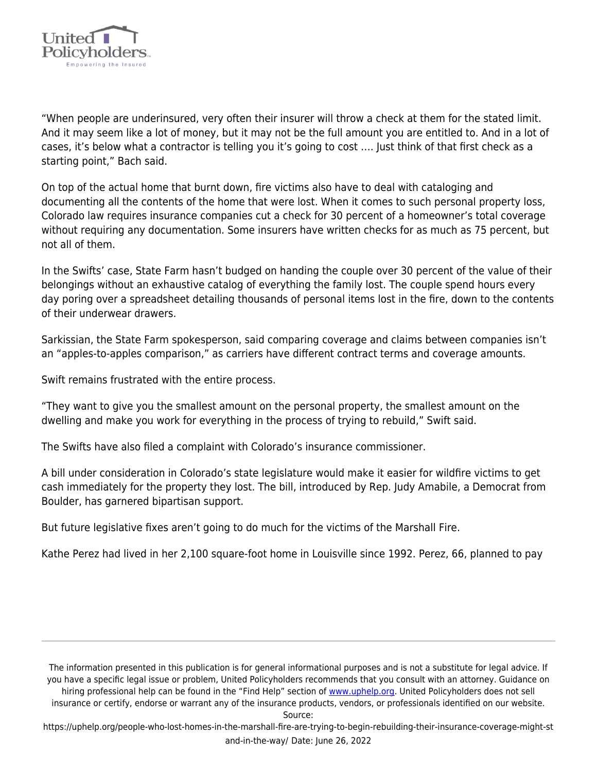"When people are underinsured, very often their insurer will throw a check at them for the stated limit. And it may seem like a lot of money, but it may not be the full amount you are entitled to. And in a lot of cases, it's below what a contractor is telling you it's going to cost …. Just think of that first check as a starting point," Bach said.

On top of the actual home that burnt down, fire victims also have to deal with cataloging and documenting all the contents of the home that were lost. When it comes to such personal property loss, Colorado law requires insurance companies cut a check for 30 percent of a homeowner's total coverage without requiring any documentation. Some insurers have written checks for as much as 75 percent, but not all of them.

In the Swifts' case, State Farm hasn't budged on handing the couple over 30 percent of the value of their belongings without an exhaustive catalog of everything the family lost. The couple spend hours every day poring over a spreadsheet detailing thousands of personal items lost in the fire, down to the contents of their underwear drawers.

Sarkissian, the State Farm spokesperson, said comparing coverage and claims between companies isn't an "apples-to-apples comparison," as carriers have different contract terms and coverage amounts.

Swift remains frustrated with the entire process.

"They want to give you the smallest amount on the personal property, the smallest amount on the dwelling and make you work for everything in the process of trying to rebuild," Swift said.

The Swifts have also filed a complaint with Colorado's insurance commissioner.

A bill under consideration in Colorado's state legislature would make it easier for wildfire victims to get cash immediately for the property they lost. The bill, introduced by Rep. Judy Amabile, a Democrat from Boulder, has garnered bipartisan support.

But future legislative fixes aren't going to do much for the victims of the Marshall Fire.

Kathe Perez had lived in her 2,100 square-foot home in Louisville since 1992. Perez, 66, planned to pay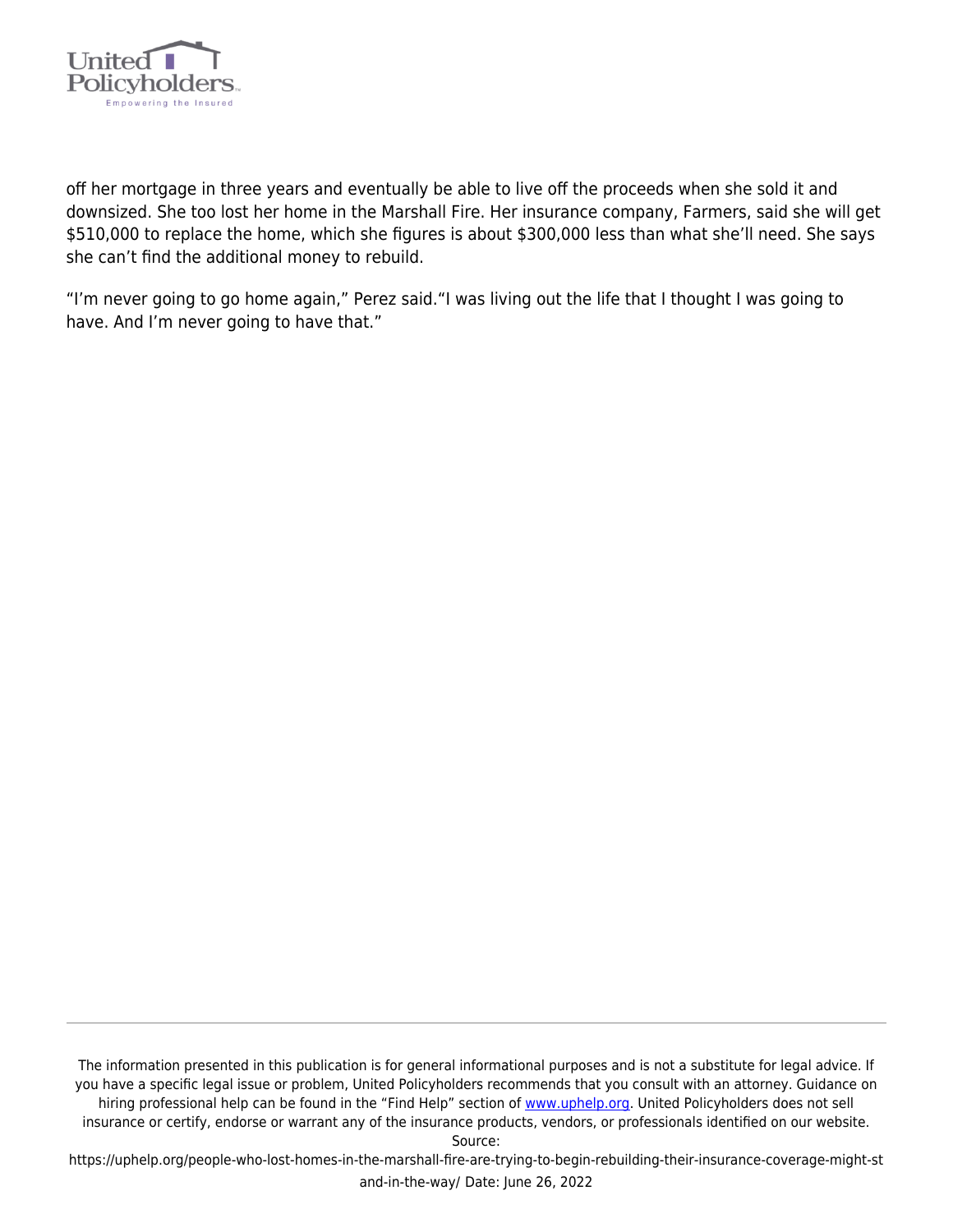off her mortgage in three years and eventually be able to live off the proceeds when she sold it and downsized. She too lost her home in the Marshall Fire. Her insurance company, Farmers, said she will get $510,000 to replace the home, which she figures is about $300,000 less than what she'll need. She says she can't find the additional money to rebuild.

"I'm never going to go home again," Perez said."I was living out the life that I thought I was going to have. And I'm never going to have that."

The information presented in this publication is for general informational purposes and is not a substitute for legal advice. If you have a specific legal issue or problem, United Policyholders recommends that you consult with an attorney. Guidance on hiring professional help can be found in the "Find Help" section of www.uphelp.org. United Policyholders does not sell insurance or certify, endorse or warrant any of the insurance products, vendors, or professionals identified on our website.

Source: https://uphelp.org/people-who-lost-homes-in-the-marshall-fire-are-trying-to-begin-rebuilding-their-insurance-coverage-might-stand-in-the-way/ Date: June 26, 2022